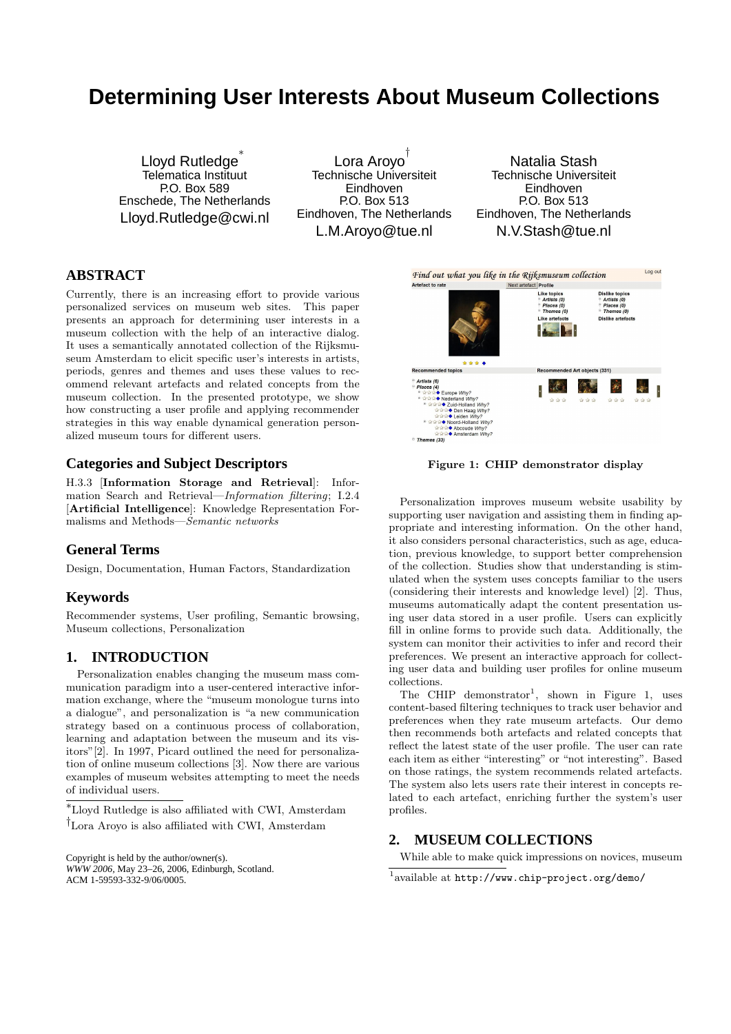# Determining User Interests About Museum Collections

Lloyd Rutledge[*]
Telematica Instituut
P.O. Box 589
Enschede, The Netherlands
Lloyd.Rutledge@cwi.nl

Lora Aroyo[†]
Technische Universiteit
Eindhoven
P.O. Box 513
Eindhoven, The Netherlands
L.M.Aroyo@tue.nl

Natalia Stash
Technische Universiteit
Eindhoven
P.O. Box 513
Eindhoven, The Netherlands
N.V.Stash@tue.nl

## ABSTRACT

Currently, there is an increasing effort to provide various personalized services on museum web sites. This paper presents an approach for determining user interests in a museum collection with the help of an interactive dialog. It uses a semantically annotated collection of the Rijksmuseum Amsterdam to elicit specific user's interests in artists, periods, genres and themes and uses these values to recommend relevant artefacts and related concepts from the museum collection. In the presented prototype, we show how constructing a user profile and applying recommender strategies in this way enable dynamical generation personalized museum tours for different users.

## Categories and Subject Descriptors

H.3.3 [**Information Storage and Retrieval**]: Information Search and Retrieval—*Information filtering*; I.2.4 [**Artificial Intelligence**]: Knowledge Representation Formalisms and Methods—*Semantic networks*

## General Terms

Design, Documentation, Human Factors, Standardization

## Keywords

Recommender systems, User profiling, Semantic browsing, Museum collections, Personalization

## 1. INTRODUCTION

Personalization enables changing the museum mass communication paradigm into a user-centered interactive information exchange, where the "museum monologue turns into a dialogue", and personalization is "a new communication strategy based on a continuous process of collaboration, learning and adaptation between the museum and its visitors"[2]. In 1997, Picard outlined the need for personalization of online museum collections [3]. Now there are various examples of museum websites attempting to meet the needs of individual users.

[*]Lloyd Rutledge is also affiliated with CWI, Amsterdam

[†]Lora Aroyo is also affiliated with CWI, Amsterdam

Copyright is held by the author/owner(s).
*WWW 2006*, May 23–26, 2006, Edinburgh, Scotland.
ACM 1-59593-332-9/06/0005.

Figure 1: CHIP demonstrator display

Personalization improves museum website usability by supporting user navigation and assisting them in finding appropriate and interesting information. On the other hand, it also considers personal characteristics, such as age, education, previous knowledge, to support better comprehension of the collection. Studies show that understanding is stimulated when the system uses concepts familiar to the users (considering their interests and knowledge level) [2]. Thus, museums automatically adapt the content presentation using user data stored in a user profile. Users can explicitly fill in online forms to provide such data. Additionally, the system can monitor their activities to infer and record their preferences. We present an interactive approach for collecting user data and building user profiles for online museum collections.

The CHIP demonstrator[1], shown in Figure 1, uses content-based filtering techniques to track user behavior and preferences when they rate museum artefacts. Our demo then recommends both artefacts and related concepts that reflect the latest state of the user profile. The user can rate each item as either "interesting" or "not interesting". Based on those ratings, the system recommends related artefacts. The system also lets users rate their interest in concepts related to each artefact, enriching further the system's user profiles.

## 2. MUSEUM COLLECTIONS

While able to make quick impressions on novices, museum

[1]available at `http://www.chip-project.org/demo/`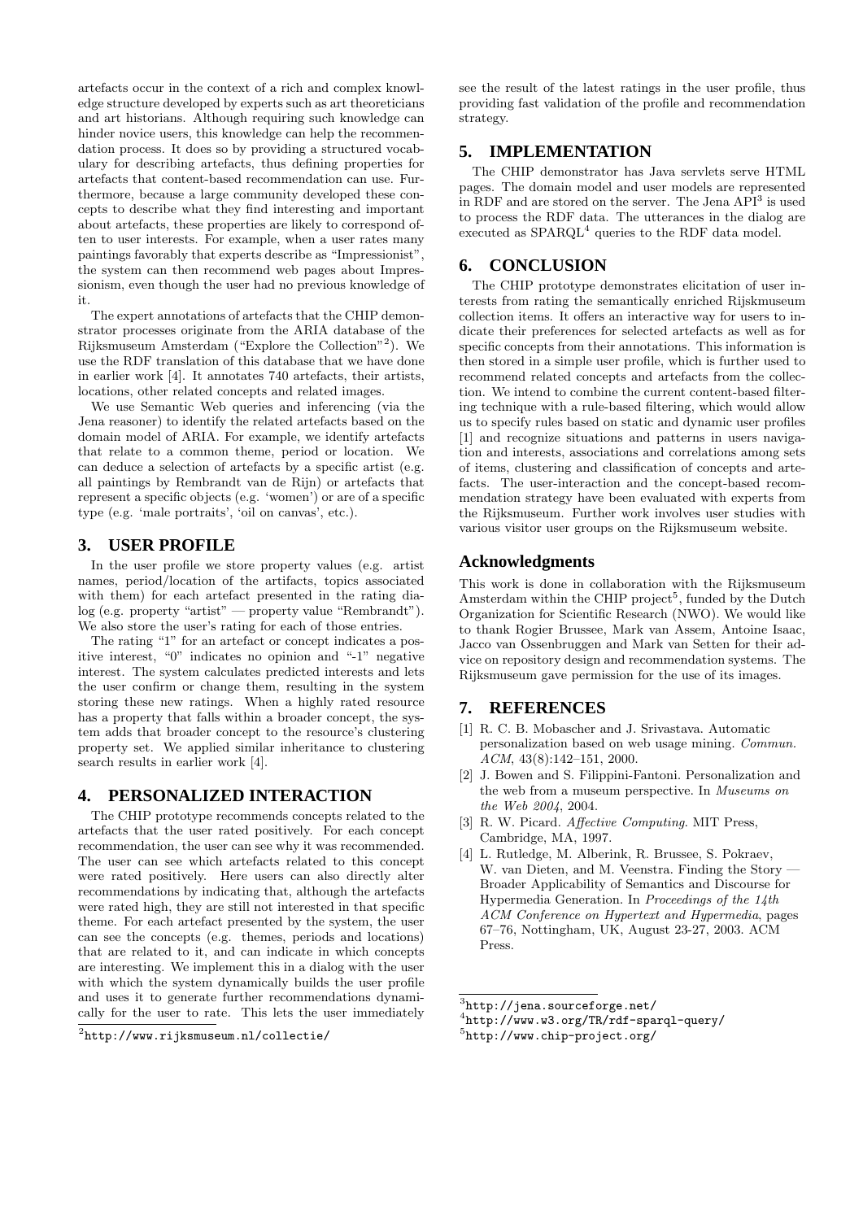artefacts occur in the context of a rich and complex knowledge structure developed by experts such as art theoreticians and art historians. Although requiring such knowledge can hinder novice users, this knowledge can help the recommendation process. It does so by providing a structured vocabulary for describing artefacts, thus defining properties for artefacts that content-based recommendation can use. Furthermore, because a large community developed these concepts to describe what they find interesting and important about artefacts, these properties are likely to correspond often to user interests. For example, when a user rates many paintings favorably that experts describe as "Impressionist", the system can then recommend web pages about Impressionism, even though the user had no previous knowledge of it.

The expert annotations of artefacts that the CHIP demonstrator processes originate from the ARIA database of the Rijksmuseum Amsterdam ("Explore the Collection"[2]). We use the RDF translation of this database that we have done in earlier work [4]. It annotates 740 artefacts, their artists, locations, other related concepts and related images.

We use Semantic Web queries and inferencing (via the Jena reasoner) to identify the related artefacts based on the domain model of ARIA. For example, we identify artefacts that relate to a common theme, period or location. We can deduce a selection of artefacts by a specific artist (e.g. all paintings by Rembrandt van de Rijn) or artefacts that represent a specific objects (e.g. 'women') or are of a specific type (e.g. 'male portraits', 'oil on canvas', etc.).

## 3. USER PROFILE

In the user profile we store property values (e.g. artist names, period/location of the artifacts, topics associated with them) for each artefact presented in the rating dialog (e.g. property "artist" — property value "Rembrandt"). We also store the user's rating for each of those entries.

The rating "1" for an artefact or concept indicates a positive interest, "0" indicates no opinion and "-1" negative interest. The system calculates predicted interests and lets the user confirm or change them, resulting in the system storing these new ratings. When a highly rated resource has a property that falls within a broader concept, the system adds that broader concept to the resource's clustering property set. We applied similar inheritance to clustering search results in earlier work [4].

## 4. PERSONALIZED INTERACTION

The CHIP prototype recommends concepts related to the artefacts that the user rated positively. For each concept recommendation, the user can see why it was recommended. The user can see which artefacts related to this concept were rated positively. Here users can also directly alter recommendations by indicating that, although the artefacts were rated high, they are still not interested in that specific theme. For each artefact presented by the system, the user can see the concepts (e.g. themes, periods and locations) that are related to it, and can indicate in which concepts are interesting. We implement this in a dialog with the user with which the system dynamically builds the user profile and uses it to generate further recommendations dynamically for the user to rate. This lets the user immediately see the result of the latest ratings in the user profile, thus providing fast validation of the profile and recommendation strategy.

## 5. IMPLEMENTATION

The CHIP demonstrator has Java servlets serve HTML pages. The domain model and user models are represented in RDF and are stored on the server. The Jena API[3] is used to process the RDF data. The utterances in the dialog are executed as SPARQL[4] queries to the RDF data model.

## 6. CONCLUSION

The CHIP prototype demonstrates elicitation of user interests from rating the semantically enriched Rijksmuseum collection items. It offers an interactive way for users to indicate their preferences for selected artefacts as well as for specific concepts from their annotations. This information is then stored in a simple user profile, which is further used to recommend related concepts and artefacts from the collection. We intend to combine the current content-based filtering technique with a rule-based filtering, which would allow us to specify rules based on static and dynamic user profiles [1] and recognize situations and patterns in users navigation and interests, associations and correlations among sets of items, clustering and classification of concepts and artefacts. The user-interaction and the concept-based recommendation strategy have been evaluated with experts from the Rijksmuseum. Further work involves user studies with various visitor user groups on the Rijksmuseum website.

## Acknowledgments

This work is done in collaboration with the Rijksmuseum Amsterdam within the CHIP project[5], funded by the Dutch Organization for Scientific Research (NWO). We would like to thank Rogier Brussee, Mark van Assem, Antoine Isaac, Jacco van Ossenbruggen and Mark van Setten for their advice on repository design and recommendation systems. The Rijksmuseum gave permission for the use of its images.

## 7. REFERENCES

[1] R. C. B. Mobascher and J. Srivastava. Automatic personalization based on web usage mining. *Commun. ACM*, 43(8):142–151, 2000.

[2] J. Bowen and S. Filippini-Fantoni. Personalization and the web from a museum perspective. In *Museums on the Web 2004*, 2004.

[3] R. W. Picard. *Affective Computing*. MIT Press, Cambridge, MA, 1997.

[4] L. Rutledge, M. Alberink, R. Brussee, S. Pokraev, W. van Dieten, and M. Veenstra. Finding the Story — Broader Applicability of Semantics and Discourse for Hypermedia Generation. In *Proceedings of the 14th ACM Conference on Hypertext and Hypermedia*, pages 67–76, Nottingham, UK, August 23-27, 2003. ACM Press.

[2] http://www.rijksmuseum.nl/collectie/

[3] http://jena.sourceforge.net/

[4] http://www.w3.org/TR/rdf-sparql-query/

[5] http://www.chip-project.org/